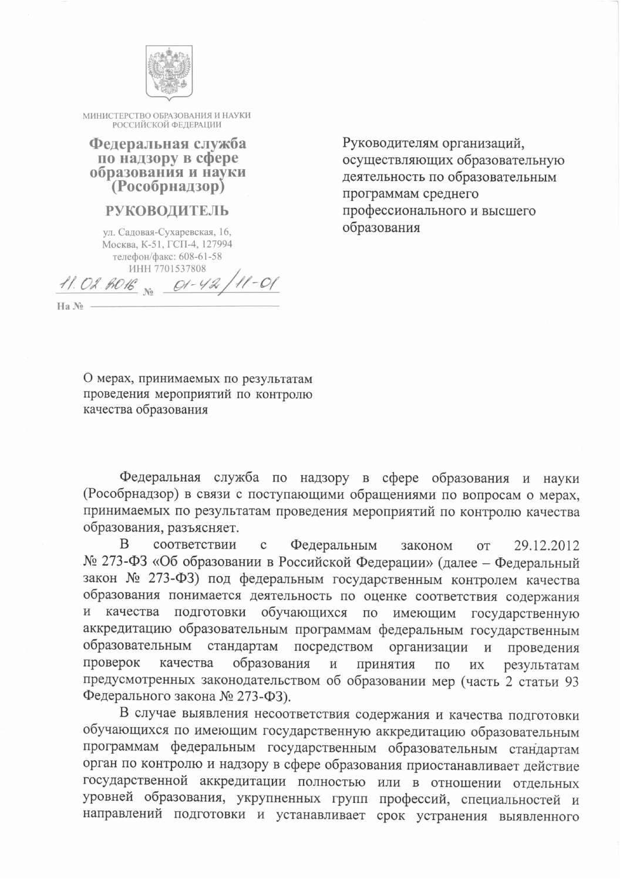МИНИСТЕРСТВО ОБРАЗОВАНИЯ И НАУКИ РОССИЙСКОЙ ФЕДЕРАЦИИ

**Федеральная служба по надзору в сфере образования и науки (Рособрнадзор)**

**РУКОВОДИТЕЛЬ**

ул. Садовая-Сухаревская, 16,
Москва, К-51, ГСП-4, 127994
телефон/факс: 608-61-58
ИНН 7701537808

11.02.2016 № 01-42/11-01

На № ______________

Руководителям организаций, осуществляющих образовательную деятельность по образовательным программам среднего профессионального и высшего образования

О мерах, принимаемых по результатам проведения мероприятий по контролю качества образования

Федеральная служба по надзору в сфере образования и науки (Рособрнадзор) в связи с поступающими обращениями по вопросам о мерах, принимаемых по результатам проведения мероприятий по контролю качества образования, разъясняет.

В соответствии с Федеральным законом от 29.12.2012 № 273-ФЗ «Об образовании в Российской Федерации» (далее – Федеральный закон № 273-ФЗ) под федеральным государственным контролем качества образования понимается деятельность по оценке соответствия содержания и качества подготовки обучающихся по имеющим государственную аккредитацию образовательным программам федеральным государственным образовательным стандартам посредством организации и проведения проверок качества образования и принятия по их результатам предусмотренных законодательством об образовании мер (часть 2 статьи 93 Федерального закона № 273-ФЗ).

В случае выявления несоответствия содержания и качества подготовки обучающихся по имеющим государственную аккредитацию образовательным программам федеральным государственным образовательным стандартам орган по контролю и надзору в сфере образования приостанавливает действие государственной аккредитации полностью или в отношении отдельных уровней образования, укрупненных групп профессий, специальностей и направлений подготовки и устанавливает срок устранения выявленного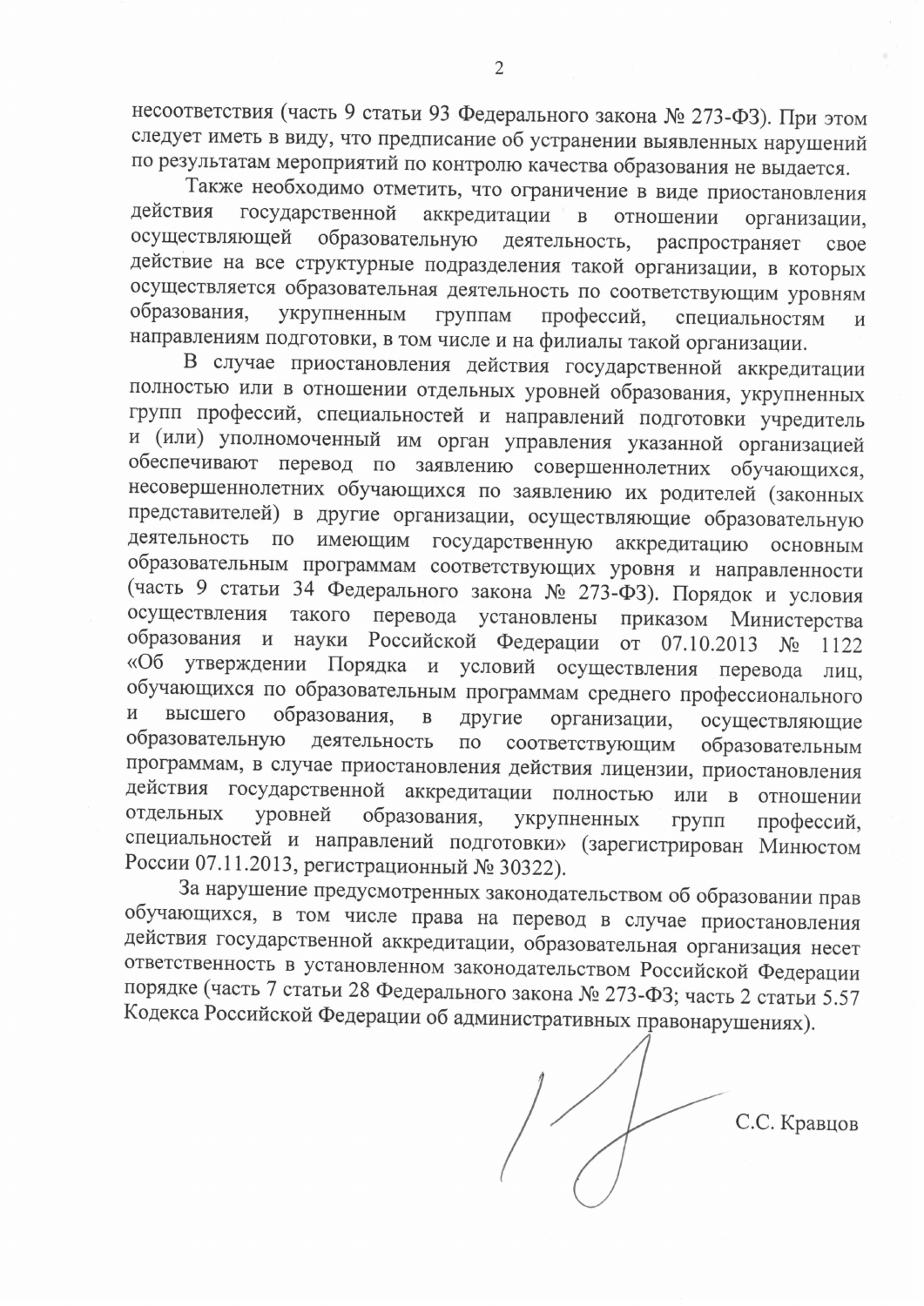несоответствия (часть 9 статьи 93 Федерального закона № 273-ФЗ). При этом следует иметь в виду, что предписание об устранении выявленных нарушений по результатам мероприятий по контролю качества образования не выдается.

Также необходимо отметить, что ограничение в виде приостановления действия государственной аккредитации в отношении организации, осуществляющей образовательную деятельность, распространяет свое действие на все структурные подразделения такой организации, в которых осуществляется образовательная деятельность по соответствующим уровням образования, укрупненным группам профессий, специальностям и направлениям подготовки, в том числе и на филиалы такой организации.

В случае приостановления действия государственной аккредитации полностью или в отношении отдельных уровней образования, укрупненных групп профессий, специальностей и направлений подготовки учредитель и (или) уполномоченный им орган управления указанной организацией обеспечивают перевод по заявлению совершеннолетних обучающихся, несовершеннолетних обучающихся по заявлению их родителей (законных представителей) в другие организации, осуществляющие образовательную деятельность по имеющим государственную аккредитацию основным образовательным программам соответствующих уровня и направленности (часть 9 статьи 34 Федерального закона № 273-ФЗ). Порядок и условия осуществления такого перевода установлены приказом Министерства образования и науки Российской Федерации от 07.10.2013 № 1122 «Об утверждении Порядка и условий осуществления перевода лиц, обучающихся по образовательным программам среднего профессионального и высшего образования, в другие организации, осуществляющие образовательную деятельность по соответствующим образовательным программам, в случае приостановления действия лицензии, приостановления действия государственной аккредитации полностью или в отношении отдельных уровней образования, укрупненных групп профессий, специальностей и направлений подготовки» (зарегистрирован Минюстом России 07.11.2013, регистрационный № 30322).

За нарушение предусмотренных законодательством об образовании прав обучающихся, в том числе права на перевод в случае приостановления действия государственной аккредитации, образовательная организация несет ответственность в установленном законодательством Российской Федерации порядке (часть 7 статьи 28 Федерального закона № 273-ФЗ; часть 2 статьи 5.57 Кодекса Российской Федерации об административных правонарушениях).

С.С. Кравцов